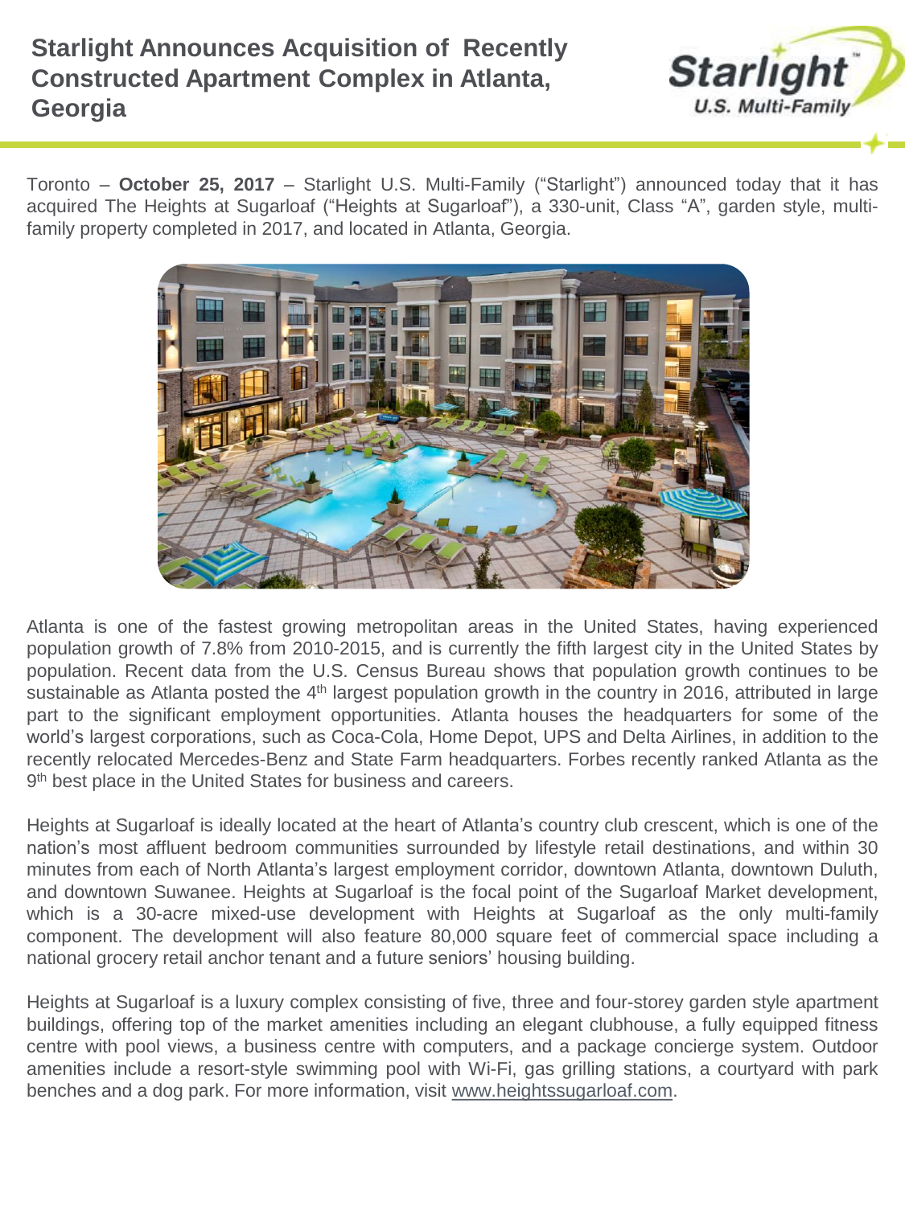# Starlight Announces Acquisition of Recently Constructed Apartment Complex in Atlanta, Georgia

Toronto – **October 25, 2017** – Starlight U.S. Multi-Family ("Starlight") announced today that it has acquired The Heights at Sugarloaf ("Heights at Sugarloaf"), a 330-unit, Class "A", garden style, multi-family property completed in 2017, and located in Atlanta, Georgia.

Atlanta is one of the fastest growing metropolitan areas in the United States, having experienced population growth of 7.8% from 2010-2015, and is currently the fifth largest city in the United States by population. Recent data from the U.S. Census Bureau shows that population growth continues to be sustainable as Atlanta posted the 4th largest population growth in the country in 2016, attributed in large part to the significant employment opportunities. Atlanta houses the headquarters for some of the world's largest corporations, such as Coca-Cola, Home Depot, UPS and Delta Airlines, in addition to the recently relocated Mercedes-Benz and State Farm headquarters. Forbes recently ranked Atlanta as the 9th best place in the United States for business and careers.

Heights at Sugarloaf is ideally located at the heart of Atlanta's country club crescent, which is one of the nation's most affluent bedroom communities surrounded by lifestyle retail destinations, and within 30 minutes from each of North Atlanta's largest employment corridor, downtown Atlanta, downtown Duluth, and downtown Suwanee. Heights at Sugarloaf is the focal point of the Sugarloaf Market development, which is a 30-acre mixed-use development with Heights at Sugarloaf as the only multi-family component. The development will also feature 80,000 square feet of commercial space including a national grocery retail anchor tenant and a future seniors' housing building.

Heights at Sugarloaf is a luxury complex consisting of five, three and four-storey garden style apartment buildings, offering top of the market amenities including an elegant clubhouse, a fully equipped fitness centre with pool views, a business centre with computers, and a package concierge system. Outdoor amenities include a resort-style swimming pool with Wi-Fi, gas grilling stations, a courtyard with park benches and a dog park. For more information, visit www.heightssugarloaf.com.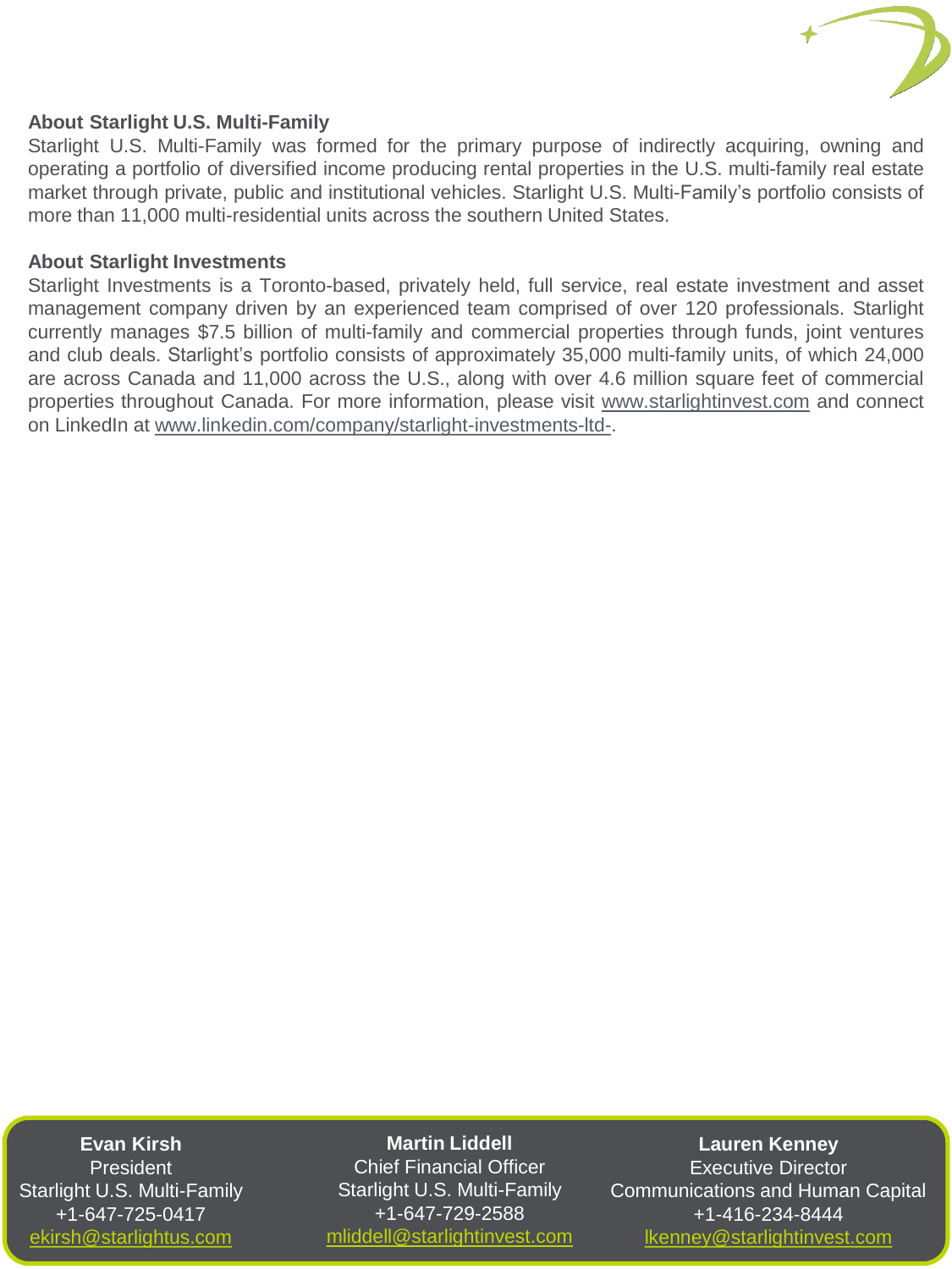**About Starlight U.S. Multi-Family**

Starlight U.S. Multi-Family was formed for the primary purpose of indirectly acquiring, owning and operating a portfolio of diversified income producing rental properties in the U.S. multi-family real estate market through private, public and institutional vehicles. Starlight U.S. Multi-Family's portfolio consists of more than 11,000 multi-residential units across the southern United States.

**About Starlight Investments**

Starlight Investments is a Toronto-based, privately held, full service, real estate investment and asset management company driven by an experienced team comprised of over 120 professionals. Starlight currently manages $7.5 billion of multi-family and commercial properties through funds, joint ventures and club deals. Starlight's portfolio consists of approximately 35,000 multi-family units, of which 24,000 are across Canada and 11,000 across the U.S., along with over 4.6 million square feet of commercial properties throughout Canada. For more information, please visit www.starlightinvest.com and connect on LinkedIn at www.linkedin.com/company/starlight-investments-ltd-.

**Evan Kirsh**
President
Starlight U.S. Multi-Family
+1-647-725-0417
ekirsh@starlightus.com

**Martin Liddell**
Chief Financial Officer
Starlight U.S. Multi-Family
+1-647-729-2588
mliddell@starlightinvest.com

**Lauren Kenney**
Executive Director
Communications and Human Capital
+1-416-234-8444
lkenney@starlightinvest.com